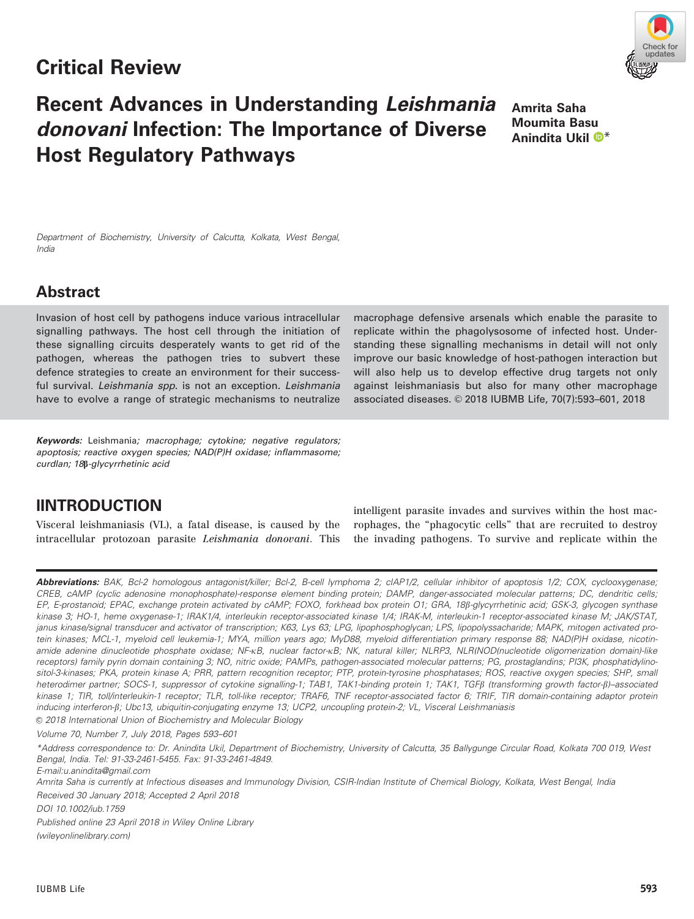## Critical Review

# Recent Advances in Understanding *Leishmania donovani* Infection: The Importance of Diverse Host Regulatory Pathways

**Amrita Saha**
**Moumita Basu**
**Anindita Ukil***

*Department of Biochemistry, University of Calcutta, Kolkata, West Bengal, India*

## Abstract

Invasion of host cell by pathogens induce various intracellular signalling pathways. The host cell through the initiation of these signalling circuits desperately wants to get rid of the pathogen, whereas the pathogen tries to subvert these defence strategies to create an environment for their successful survival. *Leishmania spp.* is not an exception. *Leishmania* have to evolve a range of strategic mechanisms to neutralize macrophage defensive arsenals which enable the parasite to replicate within the phagolysosome of infected host. Understanding these signalling mechanisms in detail will not only improve our basic knowledge of host-pathogen interaction but will also help us to develop effective drug targets not only against leishmaniasis but also for many other macrophage associated diseases. © 2018 IUBMB Life, 70(7):593–601, 2018

**Keywords:** Leishmania*; macrophage; cytokine; negative regulators; apoptosis; reactive oxygen species; NAD(P)H oxidase; inflammasome; curdlan; 18β-glycyrrhetinic acid*

## IINTRODUCTION

Visceral leishmaniasis (VL), a fatal disease, is caused by the intracellular protozoan parasite *Leishmania donovani*. This intelligent parasite invades and survives within the host macrophages, the "phagocytic cells" that are recruited to destroy the invading pathogens. To survive and replicate within the

---

***Abbreviations:*** *BAK, Bcl-2 homologous antagonist/killer; Bcl-2, B-cell lymphoma 2; cIAP1/2, cellular inhibitor of apoptosis 1/2; COX, cyclooxygenase; CREB, cAMP (cyclic adenosine monophosphate)-response element binding protein; DAMP, danger-associated molecular patterns; DC, dendritic cells; EP, E-prostanoid; EPAC, exchange protein activated by cAMP; FOXO, forkhead box protein O1; GRA, 18β-glycyrrhetinic acid; GSK-3, glycogen synthase kinase 3; HO-1, heme oxygenase-1; IRAK1/4, interleukin receptor-associated kinase 1/4; IRAK-M, interleukin-1 receptor-associated kinase M; JAK/STAT, janus kinase/signal transducer and activator of transcription; K63, Lys 63; LPG, lipophosphoglycan; LPS, lipopolyssacharide; MAPK, mitogen activated protein kinases; MCL-1, myeloid cell leukemia-1; MYA, million years ago; MyD88, myeloid differentiation primary response 88; NAD(P)H oxidase, nicotinamide adenine dinucleotide phosphate oxidase; NF-κB, nuclear factor-κB; NK, natural killer; NLRP3, NLR(NOD(nucleotide oligomerization domain)-like receptors) family pyrin domain containing 3; NO, nitric oxide; PAMPs, pathogen-associated molecular patterns; PG, prostaglandins; PI3K, phosphatidylinositol-3-kinases; PKA, protein kinase A; PRR, pattern recognition receptor; PTP, protein-tyrosine phosphatases; ROS, reactive oxygen species; SHP, small heterodimer partner; SOCS-1, suppressor of cytokine signalling-1; TAB1, TAK1-binding protein 1; TAK1, TGFβ (transforming growth factor-β)–associated kinase 1; TIR, toll/interleukin-1 receptor; TLR, toll-like receptor; TRAF6, TNF receptor-associated factor 6; TRIF, TIR domain-containing adaptor protein inducing interferon-β; Ubc13, ubiquitin-conjugating enzyme 13; UCP2, uncoupling protein-2; VL, Visceral Leishmaniasis*

*© 2018 International Union of Biochemistry and Molecular Biology*

*Volume 70, Number 7, July 2018, Pages 593–601*

*\*Address correspondence to: Dr. Anindita Ukil, Department of Biochemistry, University of Calcutta, 35 Ballygunge Circular Road, Kolkata 700 019, West Bengal, India. Tel: 91-33-2461-5455. Fax: 91-33-2461-4849.*
*E-mail:u.anindita@gmail.com*

*Amrita Saha is currently at Infectious diseases and Immunology Division, CSIR-Indian Institute of Chemical Biology, Kolkata, West Bengal, India*

*Received 30 January 2018; Accepted 2 April 2018*

*DOI 10.1002/iub.1759*

*Published online 23 April 2018 in Wiley Online Library (wileyonlinelibrary.com)*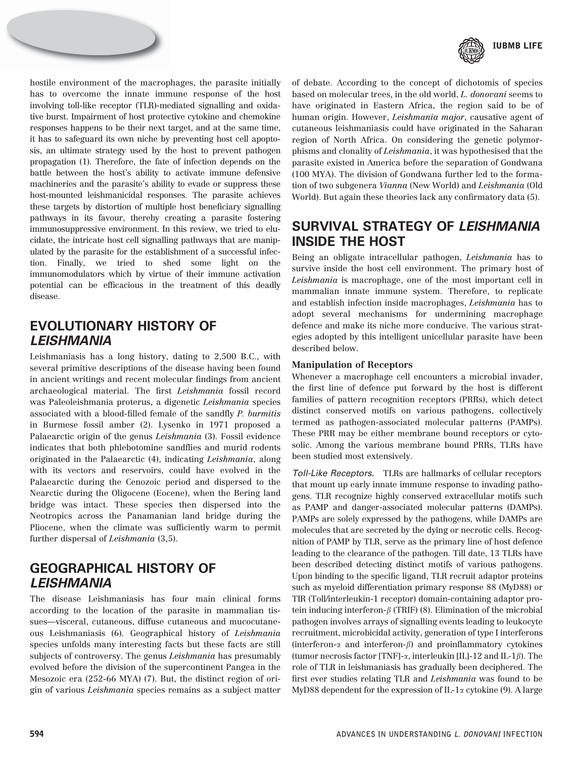hostile environment of the macrophages, the parasite initially has to overcome the innate immune response of the host involving toll-like receptor (TLR)-mediated signalling and oxidative burst. Impairment of host protective cytokine and chemokine responses happens to be their next target, and at the same time, it has to safeguard its own niche by preventing host cell apoptosis, an ultimate strategy used by the host to prevent pathogen propagation (1). Therefore, the fate of infection depends on the battle between the host's ability to activate immune defensive machineries and the parasite's ability to evade or suppress these host-mounted leishmanicidal responses. The parasite achieves these targets by distortion of multiple host beneficiary signalling pathways in its favour, thereby creating a parasite fostering immunosuppressive environment. In this review, we tried to elucidate, the intricate host cell signalling pathways that are manipulated by the parasite for the establishment of a successful infection. Finally, we tried to shed some light on the immunomodulators which by virtue of their immune activation potential can be efficacious in the treatment of this deadly disease.

## EVOLUTIONARY HISTORY OF *LEISHMANIA*

Leishmaniasis has a long history, dating to 2,500 B.C., with several primitive descriptions of the disease having been found in ancient writings and recent molecular findings from ancient archaeological material. The first *Leishmania* fossil record was Paleoleishmania proterus, a digenetic *Leishmania* species associated with a blood-filled female of the sandfly *P. burmitis* in Burmese fossil amber (2). Lysenko in 1971 proposed a Palaearctic origin of the genus *Leishmania* (3). Fossil evidence indicates that both phlebotomine sandflies and murid rodents originated in the Palaearctic (4), indicating *Leishmania*, along with its vectors and reservoirs, could have evolved in the Palaearctic during the Cenozoic period and dispersed to the Nearctic during the Oligocene (Eocene), when the Bering land bridge was intact. These species then dispersed into the Neotropics across the Panamanian land bridge during the Pliocene, when the climate was sufficiently warm to permit further dispersal of *Leishmania* (3,5).

## GEOGRAPHICAL HISTORY OF *LEISHMANIA*

The disease Leishmaniasis has four main clinical forms according to the location of the parasite in mammalian tissues—visceral, cutaneous, diffuse cutaneous and mucocutaneous Leishmaniasis (6). Geographical history of *Leishmania* species unfolds many interesting facts but these facts are still subjects of controversy. The genus *Leishmania* has presumably evolved before the division of the supercontinent Pangea in the Mesozoic era (252-66 MYA) (7). But, the distinct region of origin of various *Leishmania* species remains as a subject matter of debate. According to the concept of dichotomis of species based on molecular trees, in the old world, *L. donovani* seems to have originated in Eastern Africa, the region said to be of human origin. However, *Leishmania major*, causative agent of cutaneous leishmaniasis could have originated in the Saharan region of North Africa. On considering the genetic polymorphisms and clonality of *Leishmania*, it was hypothesised that the parasite existed in America before the separation of Gondwana (100 MYA). The division of Gondwana further led to the formation of two subgenera *Vianna* (New World) and *Leishmania* (Old World). But again these theories lack any confirmatory data (5).

## SURVIVAL STRATEGY OF *LEISHMANIA* INSIDE THE HOST

Being an obligate intracellular pathogen, *Leishmania* has to survive inside the host cell environment. The primary host of *Leishmania* is macrophage, one of the most important cell in mammalian innate immune system. Therefore, to replicate and establish infection inside macrophages, *Leishmania* has to adopt several mechanisms for undermining macrophage defence and make its niche more conducive. The various strategies adopted by this intelligent unicellular parasite have been described below.

### Manipulation of Receptors

Whenever a macrophage cell encounters a microbial invader, the first line of defence put forward by the host is different families of pattern recognition receptors (PRRs), which detect distinct conserved motifs on various pathogens, collectively termed as pathogen-associated molecular patterns (PAMPs). These PRR may be either membrane bound receptors or cytosolic. Among the various membrane bound PRRs, TLRs have been studied most extensively.

*Toll-Like Receptors.* TLRs are hallmarks of cellular receptors that mount up early innate immune response to invading pathogens. TLR recognize highly conserved extracellular motifs such as PAMP and danger-associated molecular patterns (DAMPs). PAMPs are solely expressed by the pathogens, while DAMPs are molecules that are secreted by the dying or necrotic cells. Recognition of PAMP by TLR, serve as the primary line of host defence leading to the clearance of the pathogen. Till date, 13 TLRs have been described detecting distinct motifs of various pathogens. Upon binding to the specific ligand, TLR recruit adaptor proteins such as myeloid differentiation primary response 88 (MyD88) or TIR (Toll/interleukin-1 receptor) domain-containing adaptor protein inducing interferon-$\beta$ (TRIF) (8). Elimination of the microbial pathogen involves arrays of signalling events leading to leukocyte recruitment, microbicidal activity, generation of type I interferons (interferon-$\alpha$ and interferon-$\beta$) and proinflammatory cytokines (tumor necrosis factor [TNF]-$\alpha$, interleukin [IL]-12 and IL-1$\beta$). The role of TLR in leishmaniasis has gradually been deciphered. The first ever studies relating TLR and *Leishmania* was found to be MyD88 dependent for the expression of IL-1$\alpha$ cytokine (9). A large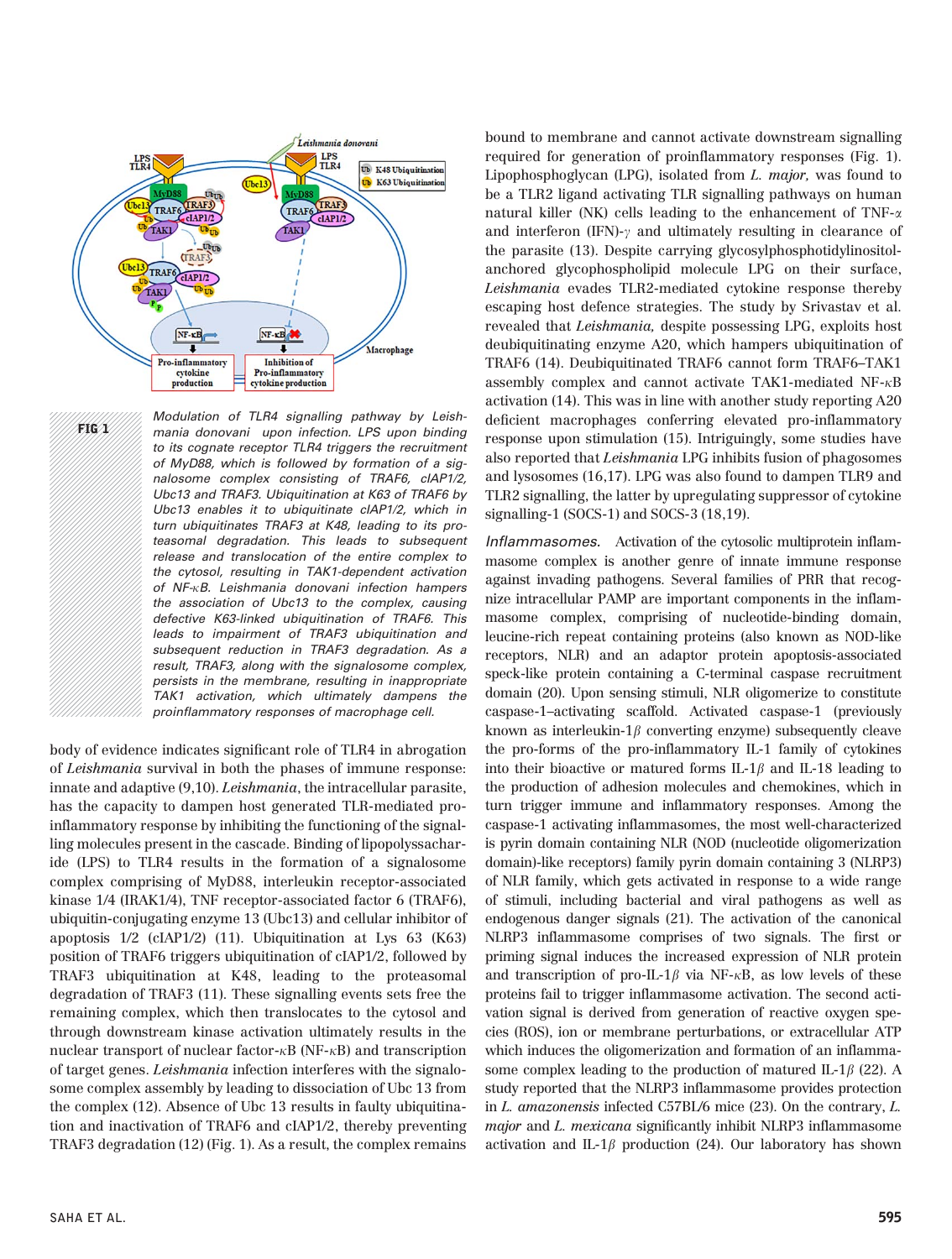**FIG 1** Modulation of TLR4 signalling pathway by *Leishmania donovani* upon infection. LPS upon binding to its cognate receptor TLR4 triggers the recruitment of MyD88, which is followed by formation of a signalosome complex consisting of TRAF6, cIAP1/2, Ubc13 and TRAF3. Ubiquitination at K63 of TRAF6 by Ubc13 enables it to ubiquitinate cIAP1/2, which in turn ubiquitinates TRAF3 at K48, leading to its proteasomal degradation. This leads to subsequent release and translocation of the entire complex to the cytosol, resulting in TAK1-dependent activation of NF-κB. *Leishmania donovani* infection hampers the association of Ubc13 to the complex, causing defective K63-linked ubiquitination of TRAF6. This leads to impairment of TRAF3 ubiquitination and subsequent reduction in TRAF3 degradation. As a result, TRAF3, along with the signalosome complex, persists in the membrane, resulting in inappropriate TAK1 activation, which ultimately dampens the proinflammatory responses of macrophage cell.

body of evidence indicates significant role of TLR4 in abrogation of *Leishmania* survival in both the phases of immune response: innate and adaptive (9,10). *Leishmania*, the intracellular parasite, has the capacity to dampen host generated TLR-mediated proinflammatory response by inhibiting the functioning of the signalling molecules present in the cascade. Binding of lipopolysaccharide (LPS) to TLR4 results in the formation of a signalosome complex comprising of MyD88, interleukin receptor-associated kinase 1/4 (IRAK1/4), TNF receptor-associated factor 6 (TRAF6), ubiquitin-conjugating enzyme 13 (Ubc13) and cellular inhibitor of apoptosis 1/2 (cIAP1/2) (11). Ubiquitination at Lys 63 (K63) position of TRAF6 triggers ubiquitination of cIAP1/2, followed by TRAF3 ubiquitination at K48, leading to the proteasomal degradation of TRAF3 (11). These signalling events sets free the remaining complex, which then translocates to the cytosol and through downstream kinase activation ultimately results in the nuclear transport of nuclear factor-κB (NF-κB) and transcription of target genes. *Leishmania* infection interferes with the signalosome complex assembly by leading to dissociation of Ubc 13 from the complex (12). Absence of Ubc 13 results in faulty ubiquitination and inactivation of TRAF6 and cIAP1/2, thereby preventing TRAF3 degradation (12) (Fig. 1). As a result, the complex remains bound to membrane and cannot activate downstream signalling required for generation of proinflammatory responses (Fig. 1). Lipophosphoglycan (LPG), isolated from *L. major*, was found to be a TLR2 ligand activating TLR signalling pathways on human natural killer (NK) cells leading to the enhancement of TNF-α and interferon (IFN)-γ and ultimately resulting in clearance of the parasite (13). Despite carrying glycosylphosphotidylinositol-anchored glycophospholipid molecule LPG on their surface, *Leishmania* evades TLR2-mediated cytokine response thereby escaping host defence strategies. The study by Srivastav et al. revealed that *Leishmania*, despite possessing LPG, exploits host deubiquitinating enzyme A20, which hampers ubiquitination of TRAF6 (14). Deubiquitinated TRAF6 cannot form TRAF6–TAK1 assembly complex and cannot activate TAK1-mediated NF-κB activation (14). This was in line with another study reporting A20 deficient macrophages conferring elevated pro-inflammatory response upon stimulation (15). Intriguingly, some studies have also reported that *Leishmania* LPG inhibits fusion of phagosomes and lysosomes (16,17). LPG was also found to dampen TLR9 and TLR2 signalling, the latter by upregulating suppressor of cytokine signalling-1 (SOCS-1) and SOCS-3 (18,19).

*Inflammasomes.* Activation of the cytosolic multiprotein inflammasome complex is another genre of innate immune response against invading pathogens. Several families of PRR that recognize intracellular PAMP are important components in the inflammasome complex, comprising of nucleotide-binding domain, leucine-rich repeat containing proteins (also known as NOD-like receptors, NLR) and an adaptor protein apoptosis-associated speck-like protein containing a C-terminal caspase recruitment domain (20). Upon sensing stimuli, NLR oligomerize to constitute caspase-1–activating scaffold. Activated caspase-1 (previously known as interleukin-1β converting enzyme) subsequently cleave the pro-forms of the pro-inflammatory IL-1 family of cytokines into their bioactive or matured forms IL-1β and IL-18 leading to the production of adhesion molecules and chemokines, which in turn trigger immune and inflammatory responses. Among the caspase-1 activating inflammasomes, the most well-characterized is pyrin domain containing NLR (NOD (nucleotide oligomerization domain)-like receptors) family pyrin domain containing 3 (NLRP3) of NLR family, which gets activated in response to a wide range of stimuli, including bacterial and viral pathogens as well as endogenous danger signals (21). The activation of the canonical NLRP3 inflammasome comprises of two signals. The first or priming signal induces the increased expression of NLR protein and transcription of pro-IL-1β via NF-κB, as low levels of these proteins fail to trigger inflammasome activation. The second activation signal is derived from generation of reactive oxygen species (ROS), ion or membrane perturbations, or extracellular ATP which induces the oligomerization and formation of an inflammasome complex leading to the production of matured IL-1β (22). A study reported that the NLRP3 inflammasome provides protection in *L. amazonensis* infected C57Bl/6 mice (23). On the contrary, *L. major* and *L. mexicana* significantly inhibit NLRP3 inflammasome activation and IL-1β production (24). Our laboratory has shown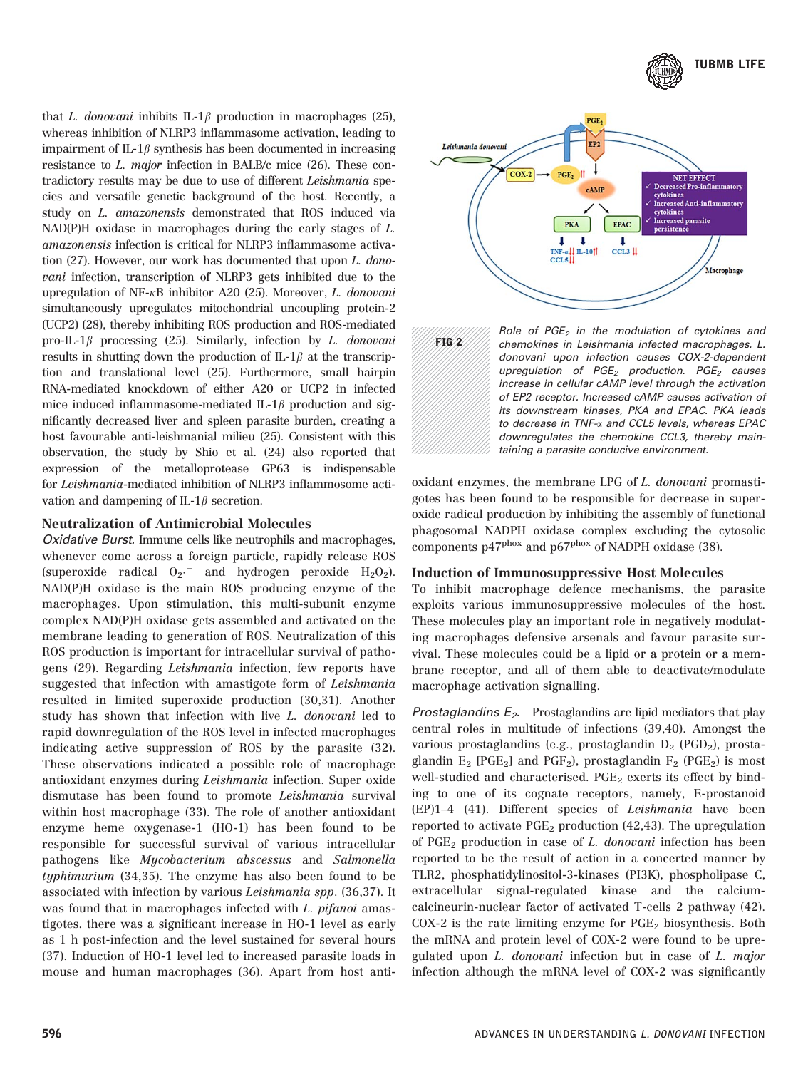that *L. donovani* inhibits IL-1$\beta$ production in macrophages (25), whereas inhibition of NLRP3 inflammasome activation, leading to impairment of IL-1$\beta$ synthesis has been documented in increasing resistance to *L. major* infection in BALB/c mice (26). These contradictory results may be due to use of different *Leishmania* species and versatile genetic background of the host. Recently, a study on *L. amazonensis* demonstrated that ROS induced via NAD(P)H oxidase in macrophages during the early stages of *L. amazonensis* infection is critical for NLRP3 inflammasome activation (27). However, our work has documented that upon *L. donovani* infection, transcription of NLRP3 gets inhibited due to the upregulation of NF-$\kappa$B inhibitor A20 (25). Moreover, *L. donovani* simultaneously upregulates mitochondrial uncoupling protein-2 (UCP2) (28), thereby inhibiting ROS production and ROS-mediated pro-IL-1$\beta$ processing (25). Similarly, infection by *L. donovani* results in shutting down the production of IL-1$\beta$ at the transcription and translational level (25). Furthermore, small hairpin RNA-mediated knockdown of either A20 or UCP2 in infected mice induced inflammasome-mediated IL-1$\beta$ production and significantly decreased liver and spleen parasite burden, creating a host favourable anti-leishmanial milieu (25). Consistent with this observation, the study by Shio et al. (24) also reported that expression of the metalloprotease GP63 is indispensable for *Leishmania*-mediated inhibition of NLRP3 inflammasome activation and dampening of IL-1$\beta$ secretion.

## Neutralization of Antimicrobial Molecules

*Oxidative Burst.* Immune cells like neutrophils and macrophages, whenever come across a foreign particle, rapidly release ROS (superoxide radical $O_2^{\cdot -}$ and hydrogen peroxide $H_2O_2$). NAD(P)H oxidase is the main ROS producing enzyme of the macrophages. Upon stimulation, this multi-subunit enzyme complex NAD(P)H oxidase gets assembled and activated on the membrane leading to generation of ROS. Neutralization of this ROS production is important for intracellular survival of pathogens (29). Regarding *Leishmania* infection, few reports have suggested that infection with amastigote form of *Leishmania* resulted in limited superoxide production (30,31). Another study has shown that infection with live *L. donovani* led to rapid downregulation of the ROS level in infected macrophages indicating active suppression of ROS by the parasite (32). These observations indicated a possible role of macrophage antioxidant enzymes during *Leishmania* infection. Super oxide dismutase has been found to promote *Leishmania* survival within host macrophage (33). The role of another antioxidant enzyme heme oxygenase-1 (HO-1) has been found to be responsible for successful survival of various intracellular pathogens like *Mycobacterium abscessus* and *Salmonella typhimurium* (34,35). The enzyme has also been found to be associated with infection by various *Leishmania spp*. (36,37). It was found that in macrophages infected with *L. pifanoi* amastigotes, there was a significant increase in HO-1 level as early as 1 h post-infection and the level sustained for several hours (37). Induction of HO-1 level led to increased parasite loads in mouse and human macrophages (36). Apart from host antioxidant enzymes, the membrane LPG of *L. donovani* promastigotes has been found to be responsible for decrease in superoxide radical production by inhibiting the assembly of functional phagosomal NADPH oxidase complex excluding the cytosolic components $p47^{phox}$ and $p67^{phox}$ of NADPH oxidase (38).

FIG 2 Role of $PGE_2$ in the modulation of cytokines and chemokines in Leishmania infected macrophages. *L. donovani* upon infection causes COX-2-dependent upregulation of $PGE_2$ production. $PGE_2$ causes increase in cellular cAMP level through the activation of EP2 receptor. Increased cAMP causes activation of its downstream kinases, PKA and EPAC. PKA leads to decrease in TNF-$\alpha$ and CCL5 levels, whereas EPAC downregulates the chemokine CCL3, thereby maintaining a parasite conducive environment.

## Induction of Immunosuppressive Host Molecules

To inhibit macrophage defence mechanisms, the parasite exploits various immunosuppressive molecules of the host. These molecules play an important role in negatively modulating macrophages defensive arsenals and favour parasite survival. These molecules could be a lipid or a protein or a membrane receptor, and all of them able to deactivate/modulate macrophage activation signalling.

*Prostaglandins $E_2$.* Prostaglandins are lipid mediators that play central roles in multitude of infections (39,40). Amongst the various prostaglandins (e.g., prostaglandin $D_2$ ($PGD_2$), prostaglandin $E_2$ [$PGE_2$] and $PGF_2$), prostaglandin $F_2$ ($PGE_2$) is most well-studied and characterised. $PGE_2$ exerts its effect by binding to one of its cognate receptors, namely, E-prostanoid (EP)1–4 (41). Different species of *Leishmania* have been reported to activate $PGE_2$ production (42,43). The upregulation of $PGE_2$ production in case of *L. donovani* infection has been reported to be the result of action in a concerted manner by TLR2, phosphatidylinositol-3-kinases (PI3K), phospholipase C, extracellular signal-regulated kinase and the calcium-calcineurin-nuclear factor of activated T-cells 2 pathway (42). COX-2 is the rate limiting enzyme for $PGE_2$ biosynthesis. Both the mRNA and protein level of COX-2 were found to be upregulated upon *L. donovani* infection but in case of *L. major* infection although the mRNA level of COX-2 was significantly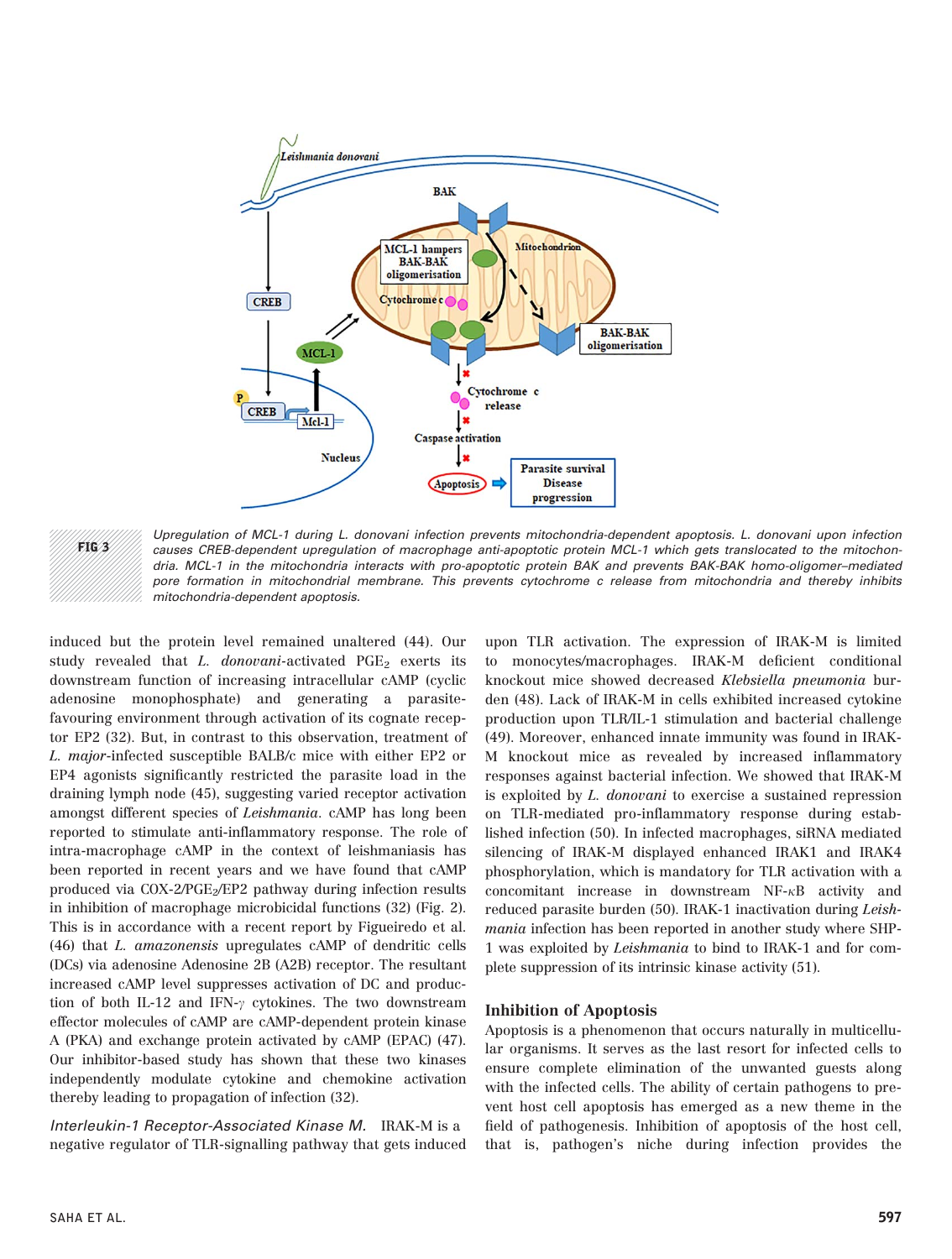FIG 3 Upregulation of MCL-1 during *L. donovani* infection prevents mitochondria-dependent apoptosis. *L. donovani* upon infection causes CREB-dependent upregulation of macrophage anti-apoptotic protein MCL-1 which gets translocated to the mitochondria. MCL-1 in the mitochondria interacts with pro-apoptotic protein BAK and prevents BAK-BAK homo-oligomer–mediated pore formation in mitochondrial membrane. This prevents cytochrome c release from mitochondria and thereby inhibits mitochondria-dependent apoptosis.

induced but the protein level remained unaltered (44). Our study revealed that *L. donovani*-activated $PGE_2$ exerts its downstream function of increasing intracellular cAMP (cyclic adenosine monophosphate) and generating a parasite-favouring environment through activation of its cognate receptor EP2 (32). But, in contrast to this observation, treatment of *L. major*-infected susceptible BALB/c mice with either EP2 or EP4 agonists significantly restricted the parasite load in the draining lymph node (45), suggesting varied receptor activation amongst different species of *Leishmania*. cAMP has long been reported to stimulate anti-inflammatory response. The role of intra-macrophage cAMP in the context of leishmaniasis has been reported in recent years and we have found that cAMP produced via COX-2/$PGE_2$/EP2 pathway during infection results in inhibition of macrophage microbicidal functions (32) (Fig. 2). This is in accordance with a recent report by Figueiredo et al. (46) that *L. amazonensis* upregulates cAMP of dendritic cells (DCs) via adenosine Adenosine 2B (A2B) receptor. The resultant increased cAMP level suppresses activation of DC and production of both IL-12 and IFN-$\gamma$ cytokines. The two downstream effector molecules of cAMP are cAMP-dependent protein kinase A (PKA) and exchange protein activated by cAMP (EPAC) (47). Our inhibitor-based study has shown that these two kinases independently modulate cytokine and chemokine activation thereby leading to propagation of infection (32).

*Interleukin-1 Receptor-Associated Kinase M.* IRAK-M is a negative regulator of TLR-signalling pathway that gets induced upon TLR activation. The expression of IRAK-M is limited to monocytes/macrophages. IRAK-M deficient conditional knockout mice showed decreased *Klebsiella pneumonia* burden (48). Lack of IRAK-M in cells exhibited increased cytokine production upon TLR/IL-1 stimulation and bacterial challenge (49). Moreover, enhanced innate immunity was found in IRAK-M knockout mice as revealed by increased inflammatory responses against bacterial infection. We showed that IRAK-M is exploited by *L. donovani* to exercise a sustained repression on TLR-mediated pro-inflammatory response during established infection (50). In infected macrophages, siRNA mediated silencing of IRAK-M displayed enhanced IRAK1 and IRAK4 phosphorylation, which is mandatory for TLR activation with a concomitant increase in downstream NF-$\kappa$B activity and reduced parasite burden (50). IRAK-1 inactivation during *Leishmania* infection has been reported in another study where SHP-1 was exploited by *Leishmania* to bind to IRAK-1 and for complete suppression of its intrinsic kinase activity (51).

### Inhibition of Apoptosis

Apoptosis is a phenomenon that occurs naturally in multicellular organisms. It serves as the last resort for infected cells to ensure complete elimination of the unwanted guests along with the infected cells. The ability of certain pathogens to prevent host cell apoptosis has emerged as a new theme in the field of pathogenesis. Inhibition of apoptosis of the host cell, that is, pathogen's niche during infection provides the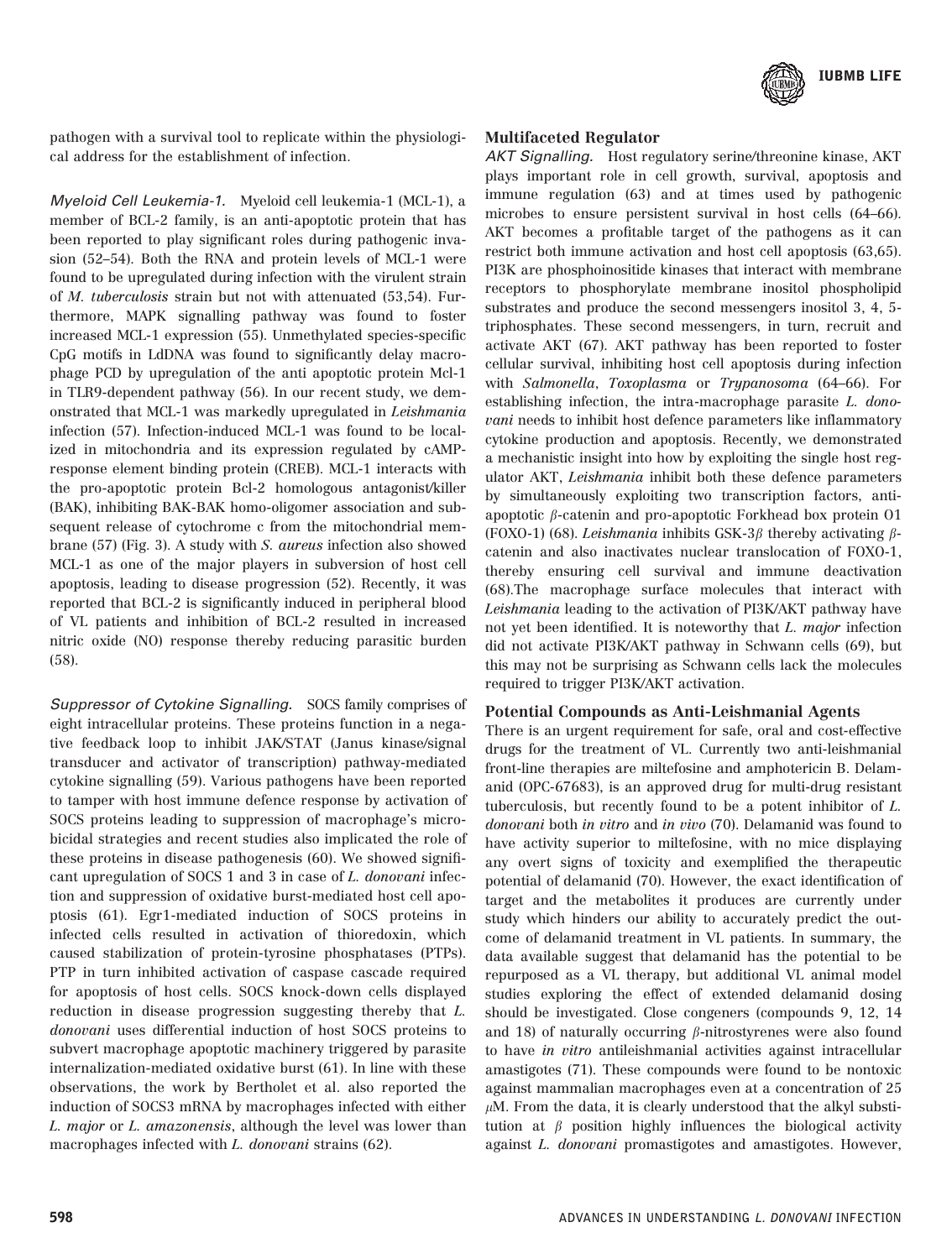pathogen with a survival tool to replicate within the physiological address for the establishment of infection.

*Myeloid Cell Leukemia-1.* Myeloid cell leukemia-1 (MCL-1), a member of BCL-2 family, is an anti-apoptotic protein that has been reported to play significant roles during pathogenic invasion (52–54). Both the RNA and protein levels of MCL-1 were found to be upregulated during infection with the virulent strain of *M. tuberculosis* strain but not with attenuated (53,54). Furthermore, MAPK signalling pathway was found to foster increased MCL-1 expression (55). Unmethylated species-specific CpG motifs in LdDNA was found to significantly delay macrophage PCD by upregulation of the anti apoptotic protein Mcl-1 in TLR9-dependent pathway (56). In our recent study, we demonstrated that MCL-1 was markedly upregulated in *Leishmania* infection (57). Infection-induced MCL-1 was found to be localized in mitochondria and its expression regulated by cAMP-response element binding protein (CREB). MCL-1 interacts with the pro-apoptotic protein Bcl-2 homologous antagonist/killer (BAK), inhibiting BAK-BAK homo-oligomer association and subsequent release of cytochrome c from the mitochondrial membrane (57) (Fig. 3). A study with *S. aureus* infection also showed MCL-1 as one of the major players in subversion of host cell apoptosis, leading to disease progression (52). Recently, it was reported that BCL-2 is significantly induced in peripheral blood of VL patients and inhibition of BCL-2 resulted in increased nitric oxide (NO) response thereby reducing parasitic burden (58).

*Suppressor of Cytokine Signalling.* SOCS family comprises of eight intracellular proteins. These proteins function in a negative feedback loop to inhibit JAK/STAT (Janus kinase/signal transducer and activator of transcription) pathway-mediated cytokine signalling (59). Various pathogens have been reported to tamper with host immune defence response by activation of SOCS proteins leading to suppression of macrophage's microbicidal strategies and recent studies also implicated the role of these proteins in disease pathogenesis (60). We showed significant upregulation of SOCS 1 and 3 in case of *L. donovani* infection and suppression of oxidative burst-mediated host cell apoptosis (61). Egr1-mediated induction of SOCS proteins in infected cells resulted in activation of thioredoxin, which caused stabilization of protein-tyrosine phosphatases (PTPs). PTP in turn inhibited activation of caspase cascade required for apoptosis of host cells. SOCS knock-down cells displayed reduction in disease progression suggesting thereby that *L. donovani* uses differential induction of host SOCS proteins to subvert macrophage apoptotic machinery triggered by parasite internalization-mediated oxidative burst (61). In line with these observations, the work by Bertholet et al. also reported the induction of SOCS3 mRNA by macrophages infected with either *L. major* or *L. amazonensis*, although the level was lower than macrophages infected with *L. donovani* strains (62).

### Multifaceted Regulator

*AKT Signalling.* Host regulatory serine/threonine kinase, AKT plays important role in cell growth, survival, apoptosis and immune regulation (63) and at times used by pathogenic microbes to ensure persistent survival in host cells (64–66). AKT becomes a profitable target of the pathogens as it can restrict both immune activation and host cell apoptosis (63,65). PI3K are phosphoinositide kinases that interact with membrane receptors to phosphorylate membrane inositol phospholipid substrates and produce the second messengers inositol 3, 4, 5-triphosphates. These second messengers, in turn, recruit and activate AKT (67). AKT pathway has been reported to foster cellular survival, inhibiting host cell apoptosis during infection with *Salmonella*, *Toxoplasma* or *Trypanosoma* (64–66). For establishing infection, the intra-macrophage parasite *L. donovani* needs to inhibit host defence parameters like inflammatory cytokine production and apoptosis. Recently, we demonstrated a mechanistic insight into how by exploiting the single host regulator AKT, *Leishmania* inhibit both these defence parameters by simultaneously exploiting two transcription factors, anti-apoptotic $\beta$-catenin and pro-apoptotic Forkhead box protein O1 (FOXO-1) (68). *Leishmania* inhibits GSK-3$\beta$ thereby activating $\beta$-catenin and also inactivates nuclear translocation of FOXO-1, thereby ensuring cell survival and immune deactivation (68).The macrophage surface molecules that interact with *Leishmania* leading to the activation of PI3K/AKT pathway have not yet been identified. It is noteworthy that *L. major* infection did not activate PI3K/AKT pathway in Schwann cells (69), but this may not be surprising as Schwann cells lack the molecules required to trigger PI3K/AKT activation.

### Potential Compounds as Anti-Leishmanial Agents

There is an urgent requirement for safe, oral and cost-effective drugs for the treatment of VL. Currently two anti-leishmanial front-line therapies are miltefosine and amphotericin B. Delamanid (OPC-67683), is an approved drug for multi-drug resistant tuberculosis, but recently found to be a potent inhibitor of *L. donovani* both *in vitro* and *in vivo* (70). Delamanid was found to have activity superior to miltefosine, with no mice displaying any overt signs of toxicity and exemplified the therapeutic potential of delamanid (70). However, the exact identification of target and the metabolites it produces are currently under study which hinders our ability to accurately predict the outcome of delamanid treatment in VL patients. In summary, the data available suggest that delamanid has the potential to be repurposed as a VL therapy, but additional VL animal model studies exploring the effect of extended delamanid dosing should be investigated. Close congeners (compounds 9, 12, 14 and 18) of naturally occurring $\beta$-nitrostyrenes were also found to have *in vitro* antileishmanial activities against intracellular amastigotes (71). These compounds were found to be nontoxic against mammalian macrophages even at a concentration of 25 $\mu$M. From the data, it is clearly understood that the alkyl substitution at $\beta$ position highly influences the biological activity against *L. donovani* promastigotes and amastigotes. However,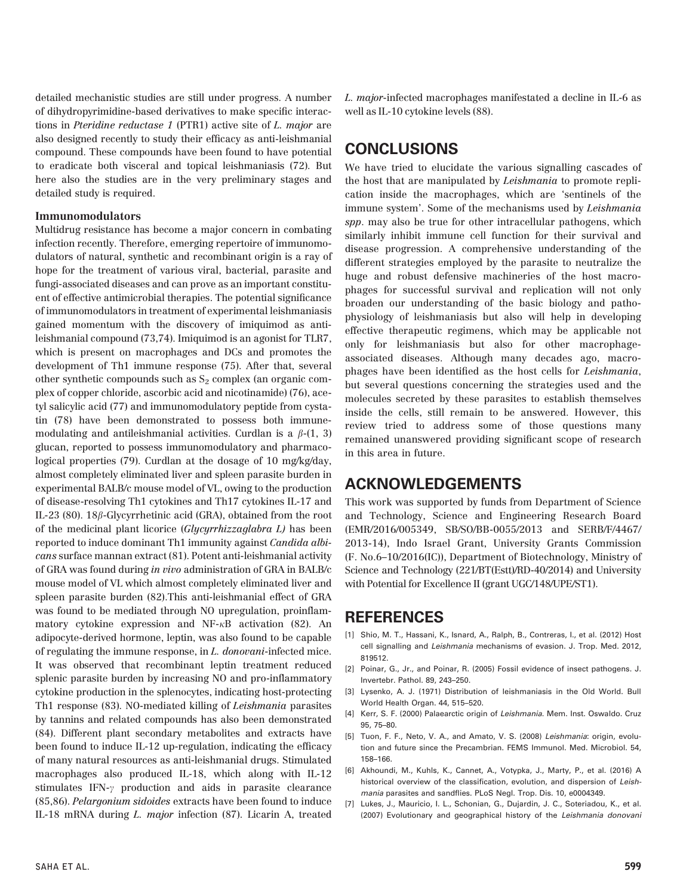detailed mechanistic studies are still under progress. A number of dihydropyrimidine-based derivatives to make specific interactions in *Pteridine reductase 1* (PTR1) active site of *L. major* are also designed recently to study their efficacy as anti-leishmanial compound. These compounds have been found to have potential to eradicate both visceral and topical leishmaniasis (72). But here also the studies are in the very preliminary stages and detailed study is required.

### Immunomodulators

Multidrug resistance has become a major concern in combating infection recently. Therefore, emerging repertoire of immunomodulators of natural, synthetic and recombinant origin is a ray of hope for the treatment of various viral, bacterial, parasite and fungi-associated diseases and can prove as an important constituent of effective antimicrobial therapies. The potential significance of immunomodulators in treatment of experimental leishmaniasis gained momentum with the discovery of imiquimod as anti-leishmanial compound (73,74). Imiquimod is an agonist for TLR7, which is present on macrophages and DCs and promotes the development of Th1 immune response (75). After that, several other synthetic compounds such as $S_2$ complex (an organic complex of copper chloride, ascorbic acid and nicotinamide) (76), acetyl salicylic acid (77) and immunomodulatory peptide from cystatin (78) have been demonstrated to possess both immune-modulating and antileishmanial activities. Curdlan is a $\beta$-(1, 3) glucan, reported to possess immunomodulatory and pharmacological properties (79). Curdlan at the dosage of 10 mg/kg/day, almost completely eliminated liver and spleen parasite burden in experimental BALB/c mouse model of VL, owing to the production of disease-resolving Th1 cytokines and Th17 cytokines IL-17 and IL-23 (80). 18$\beta$-Glycyrrhetinic acid (GRA), obtained from the root of the medicinal plant licorice (*Glycyrrhizzaglabra L)* has been reported to induce dominant Th1 immunity against *Candida albicans* surface mannan extract (81). Potent anti-leishmanial activity of GRA was found during *in vivo* administration of GRA in BALB/c mouse model of VL which almost completely eliminated liver and spleen parasite burden (82).This anti-leishmanial effect of GRA was found to be mediated through NO upregulation, proinflammatory cytokine expression and NF-$\kappa$B activation (82). An adipocyte-derived hormone, leptin, was also found to be capable of regulating the immune response, in *L. donovani*-infected mice. It was observed that recombinant leptin treatment reduced splenic parasite burden by increasing NO and pro-inflammatory cytokine production in the splenocytes, indicating host-protecting Th1 response (83). NO-mediated killing of *Leishmania* parasites by tannins and related compounds has also been demonstrated (84). Different plant secondary metabolites and extracts have been found to induce IL-12 up-regulation, indicating the efficacy of many natural resources as anti-leishmanial drugs. Stimulated macrophages also produced IL-18, which along with IL-12 stimulates IFN-$\gamma$ production and aids in parasite clearance (85,86). *Pelargonium sidoides* extracts have been found to induce IL-18 mRNA during *L. major* infection (87). Licarin A, treated *L. major*-infected macrophages manifestated a decline in IL-6 as well as IL-10 cytokine levels (88).

## CONCLUSIONS

We have tried to elucidate the various signalling cascades of the host that are manipulated by *Leishmania* to promote replication inside the macrophages, which are 'sentinels of the immune system'. Some of the mechanisms used by *Leishmania spp*. may also be true for other intracellular pathogens, which similarly inhibit immune cell function for their survival and disease progression. A comprehensive understanding of the different strategies employed by the parasite to neutralize the huge and robust defensive machineries of the host macrophages for successful survival and replication will not only broaden our understanding of the basic biology and pathophysiology of leishmaniasis but also will help in developing effective therapeutic regimens, which may be applicable not only for leishmaniasis but also for other macrophage-associated diseases. Although many decades ago, macrophages have been identified as the host cells for *Leishmania*, but several questions concerning the strategies used and the molecules secreted by these parasites to establish themselves inside the cells, still remain to be answered. However, this review tried to address some of those questions many remained unanswered providing significant scope of research in this area in future.

## ACKNOWLEDGEMENTS

This work was supported by funds from Department of Science and Technology, Science and Engineering Research Board (EMR/2016/005349, SB/SO/BB-0055/2013 and SERB/F/4467/2013-14), Indo Israel Grant, University Grants Commission (F. No.6–10/2016(IC)), Department of Biotechnology, Ministry of Science and Technology (221/BT(Estt)/RD-40/2014) and University with Potential for Excellence II (grant UGC/148/UPE/ST1).

## REFERENCES

[1] Shio, M. T., Hassani, K., Isnard, A., Ralph, B., Contreras, I., et al. (2012) Host cell signalling and *Leishmania* mechanisms of evasion. J. Trop. Med. 2012, 819512.

[2] Poinar, G., Jr., and Poinar, R. (2005) Fossil evidence of insect pathogens. J. Invertebr. Pathol. 89, 243–250.

[3] Lysenko, A. J. (1971) Distribution of leishmaniasis in the Old World. Bull World Health Organ. 44, 515–520.

[4] Kerr, S. F. (2000) Palaearctic origin of *Leishmania*. Mem. Inst. Oswaldo. Cruz 95, 75–80.

[5] Tuon, F. F., Neto, V. A., and Amato, V. S. (2008) *Leishmania*: origin, evolution and future since the Precambrian. FEMS Immunol. Med. Microbiol. 54, 158–166.

[6] Akhoundi, M., Kuhls, K., Cannet, A., Votypka, J., Marty, P., et al. (2016) A historical overview of the classification, evolution, and dispersion of *Leishmania* parasites and sandflies. PLoS Negl. Trop. Dis. 10, e0004349.

[7] Lukes, J., Mauricio, I. L., Schonian, G., Dujardin, J. C., Soteriadou, K., et al. (2007) Evolutionary and geographical history of the *Leishmania donovani*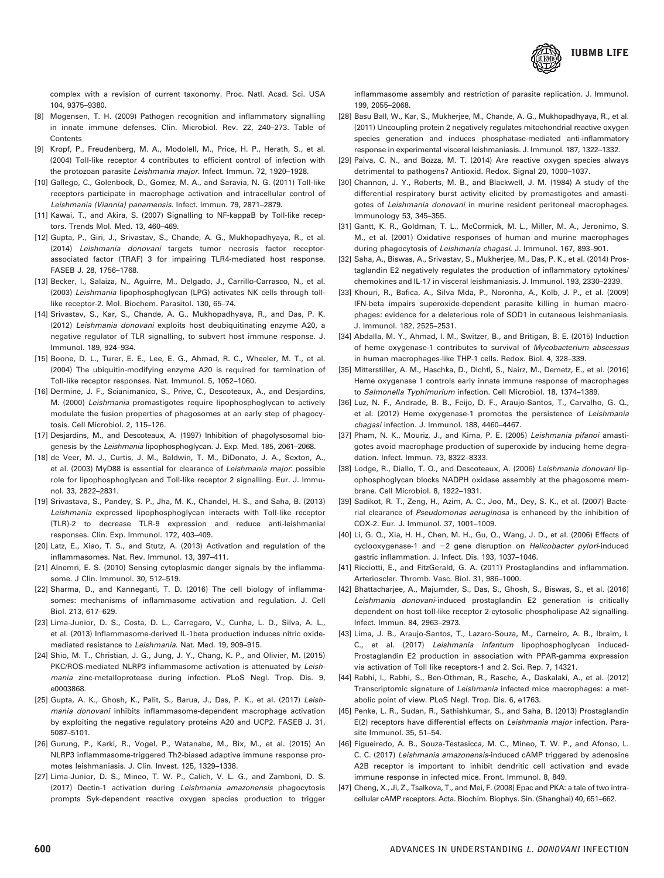complex with a revision of current taxonomy. Proc. Natl. Acad. Sci. USA 104, 9375–9380.

[8] Mogensen, T. H. (2009) Pathogen recognition and inflammatory signalling in innate immune defenses. Clin. Microbiol. Rev. 22, 240–273. Table of Contents

[9] Kropf, P., Freudenberg, M. A., Modolell, M., Price, H. P., Herath, S., et al. (2004) Toll-like receptor 4 contributes to efficient control of infection with the protozoan parasite *Leishmania major*. Infect. Immun. 72, 1920–1928.

[10] Gallego, C., Golenbock, D., Gomez, M. A., and Saravia, N. G. (2011) Toll-like receptors participate in macrophage activation and intracellular control of *Leishmania (Viannia) panamensis*. Infect. Immun. 79, 2871–2879.

[11] Kawai, T., and Akira, S. (2007) Signalling to NF-kappaB by Toll-like receptors. Trends Mol. Med. 13, 460–469.

[12] Gupta, P., Giri, J., Srivastav, S., Chande, A. G., Mukhopadhyaya, R., et al. (2014) *Leishmania donovani* targets tumor necrosis factor receptor-associated factor (TRAF) 3 for impairing TLR4-mediated host response. FASEB J. 28, 1756–1768.

[13] Becker, I., Salaiza, N., Aguirre, M., Delgado, J., Carrillo-Carrasco, N., et al. (2003) *Leishmania* lipophosphoglycan (LPG) activates NK cells through toll-like receptor-2. Mol. Biochem. Parasitol. 130, 65–74.

[14] Srivastav, S., Kar, S., Chande, A. G., Mukhopadhyaya, R., and Das, P. K. (2012) *Leishmania donovani* exploits host deubiquitinating enzyme A20, a negative regulator of TLR signalling, to subvert host immune response. J. Immunol. 189, 924–934.

[15] Boone, D. L., Turer, E. E., Lee, E. G., Ahmad, R. C., Wheeler, M. T., et al. (2004) The ubiquitin-modifying enzyme A20 is required for termination of Toll-like receptor responses. Nat. Immunol. 5, 1052–1060.

[16] Dermine, J. F., Scianimanico, S., Prive, C., Descoteaux, A., and Desjardins, M. (2000) *Leishmania* promastigotes require lipophosphoglycan to actively modulate the fusion properties of phagosomes at an early step of phagocytosis. Cell Microbiol. 2, 115–126.

[17] Desjardins, M., and Descoteaux, A. (1997) Inhibition of phagolysosomal biogenesis by the *Leishmania* lipophosphoglycan. J. Exp. Med. 185, 2061–2068.

[18] de Veer, M. J., Curtis, J. M., Baldwin, T. M., DiDonato, J. A., Sexton, A., et al. (2003) MyD88 is essential for clearance of *Leishmania major*: possible role for lipophosphoglycan and Toll-like receptor 2 signalling. Eur. J. Immunol. 33, 2822–2831.

[19] Srivastava, S., Pandey, S. P., Jha, M. K., Chandel, H. S., and Saha, B. (2013) *Leishmania* expressed lipophosphoglycan interacts with Toll-like receptor (TLR)-2 to decrease TLR-9 expression and reduce anti-leishmanial responses. Clin. Exp. Immunol. 172, 403–409.

[20] Latz, E., Xiao, T. S., and Stutz, A. (2013) Activation and regulation of the inflammasomes. Nat. Rev. Immunol. 13, 397–411.

[21] Alnemri, E. S. (2010) Sensing cytoplasmic danger signals by the inflammasome. J Clin. Immunol. 30, 512–519.

[22] Sharma, D., and Kanneganti, T. D. (2016) The cell biology of inflammasomes: mechanisms of inflammasome activation and regulation. J. Cell Biol. 213, 617–629.

[23] Lima-Junior, D. S., Costa, D. L., Carregaro, V., Cunha, L. D., Silva, A. L., et al. (2013) Inflammasome-derived IL-1beta production induces nitric oxide-mediated resistance to *Leishmania*. Nat. Med. 19, 909–915.

[24] Shio, M. T., Christian, J. G., Jung, J. Y., Chang, K. P., and Olivier, M. (2015) PKC/ROS-mediated NLRP3 inflammasome activation is attenuated by *Leishmania* zinc-metalloprotease during infection. PLoS Negl. Trop. Dis. 9, e0003868.

[25] Gupta, A. K., Ghosh, K., Palit, S., Barua, J., Das, P. K., et al. (2017) *Leishmania donovani* inhibits inflammasome-dependent macrophage activation by exploiting the negative regulatory proteins A20 and UCP2. FASEB J. 31, 5087–5101.

[26] Gurung, P., Karki, R., Vogel, P., Watanabe, M., Bix, M., et al. (2015) An NLRP3 inflammasome-triggered Th2-biased adaptive immune response promotes leishmaniasis. J. Clin. Invest. 125, 1329–1338.

[27] Lima-Junior, D. S., Mineo, T. W. P., Calich, V. L. G., and Zamboni, D. S. (2017) Dectin-1 activation during *Leishmania amazonensis* phagocytosis prompts Syk-dependent reactive oxygen species production to trigger inflammasome assembly and restriction of parasite replication. J. Immunol. 199, 2055–2068.

[28] Basu Ball, W., Kar, S., Mukherjee, M., Chande, A. G., Mukhopadhyaya, R., et al. (2011) Uncoupling protein 2 negatively regulates mitochondrial reactive oxygen species generation and induces phosphatase-mediated anti-inflammatory response in experimental visceral leishmaniasis. J. Immunol. 187, 1322–1332.

[29] Paiva, C. N., and Bozza, M. T. (2014) Are reactive oxygen species always detrimental to pathogens? Antioxid. Redox. Signal 20, 1000–1037.

[30] Channon, J. Y., Roberts, M. B., and Blackwell, J. M. (1984) A study of the differential respiratory burst activity elicited by promastigotes and amastigotes of *Leishmania donovani* in murine resident peritoneal macrophages. Immunology 53, 345–355.

[31] Gantt, K. R., Goldman, T. L., McCormick, M. L., Miller, M. A., Jeronimo, S. M., et al. (2001) Oxidative responses of human and murine macrophages during phagocytosis of *Leishmania chagasi*. J. Immunol. 167, 893–901.

[32] Saha, A., Biswas, A., Srivastav, S., Mukherjee, M., Das, P. K., et al. (2014) Prostaglandin E2 negatively regulates the production of inflammatory cytokines/chemokines and IL-17 in visceral leishmaniasis. J. Immunol. 193, 2330–2339.

[33] Khouri, R., Bafica, A., Silva Mda, P., Noronha, A., Kolb, J. P., et al. (2009) IFN-beta impairs superoxide-dependent parasite killing in human macrophages: evidence for a deleterious role of SOD1 in cutaneous leishmaniasis. J. Immunol. 182, 2525–2531.

[34] Abdalla, M. Y., Ahmad, I. M., Switzer, B., and Britigan, B. E. (2015) Induction of heme oxygenase-1 contributes to survival of *Mycobacterium abscessus* in human macrophages-like THP-1 cells. Redox. Biol. 4, 328–339.

[35] Mitterstiller, A. M., Haschka, D., Dichtl, S., Nairz, M., Demetz, E., et al. (2016) Heme oxygenase 1 controls early innate immune response of macrophages to *Salmonella Typhimurium* infection. Cell Microbiol. 18, 1374–1389.

[36] Luz, N. F., Andrade, B. B., Feijo, D. F., Araujo-Santos, T., Carvalho, G. Q., et al. (2012) Heme oxygenase-1 promotes the persistence of *Leishmania chagasi* infection. J. Immunol. 188, 4460–4467.

[37] Pham, N. K., Mouriz, J., and Kima, P. E. (2005) *Leishmania pifanoi* amastigotes avoid macrophage production of superoxide by inducing heme degradation. Infect. Immun. 73, 8322–8333.

[38] Lodge, R., Diallo, T. O., and Descoteaux, A. (2006) *Leishmania donovani* lipophosphoglycan blocks NADPH oxidase assembly at the phagosome membrane. Cell Microbiol. 8, 1922–1931.

[39] Sadikot, R. T., Zeng, H., Azim, A. C., Joo, M., Dey, S. K., et al. (2007) Bacterial clearance of *Pseudomonas aeruginosa* is enhanced by the inhibition of COX-2. Eur. J. Immunol. 37, 1001–1009.

[40] Li, G. Q., Xia, H. H., Chen, M. H., Gu, Q., Wang, J. D., et al. (2006) Effects of cyclooxygenase-1 and −2 gene disruption on *Helicobacter pylori*-induced gastric inflammation. J. Infect. Dis. 193, 1037–1046.

[41] Ricciotti, E., and FitzGerald, G. A. (2011) Prostaglandins and inflammation. Arterioscler. Thromb. Vasc. Biol. 31, 986–1000.

[42] Bhattacharjee, A., Majumder, S., Das, S., Ghosh, S., Biswas, S., et al. (2016) *Leishmania donovani*-induced prostaglandin E2 generation is critically dependent on host toll-like receptor 2-cytosolic phospholipase A2 signalling. Infect. Immun. 84, 2963–2973.

[43] Lima, J. B., Araujo-Santos, T., Lazaro-Souza, M., Carneiro, A. B., Ibraim, I. C., et al. (2017) *Leishmania infantum* lipophosphoglycan induced-Prostaglandin E2 production in association with PPAR-gamma expression via activation of Toll like receptors-1 and 2. Sci. Rep. 7, 14321.

[44] Rabhi, I., Rabhi, S., Ben-Othman, R., Rasche, A., Daskalaki, A., et al. (2012) Transcriptomic signature of *Leishmania* infected mice macrophages: a metabolic point of view. PLoS Negl. Trop. Dis. 6, e1763.

[45] Penke, L. R., Sudan, R., Sathishkumar, S., and Saha, B. (2013) Prostaglandin E(2) receptors have differential effects on *Leishmania major* infection. Parasite Immunol. 35, 51–54.

[46] Figueiredo, A. B., Souza-Testasicca, M. C., Mineo, T. W. P., and Afonso, L. C. C. (2017) *Leishmania amazonensis*-induced cAMP triggered by adenosine A2B receptor is important to inhibit dendritic cell activation and evade immune response in infected mice. Front. Immunol. 8, 849.

[47] Cheng, X., Ji, Z., Tsalkova, T., and Mei, F. (2008) Epac and PKA: a tale of two intracellular cAMP receptors. Acta. Biochim. Biophys. Sin. (Shanghai) 40, 651–662.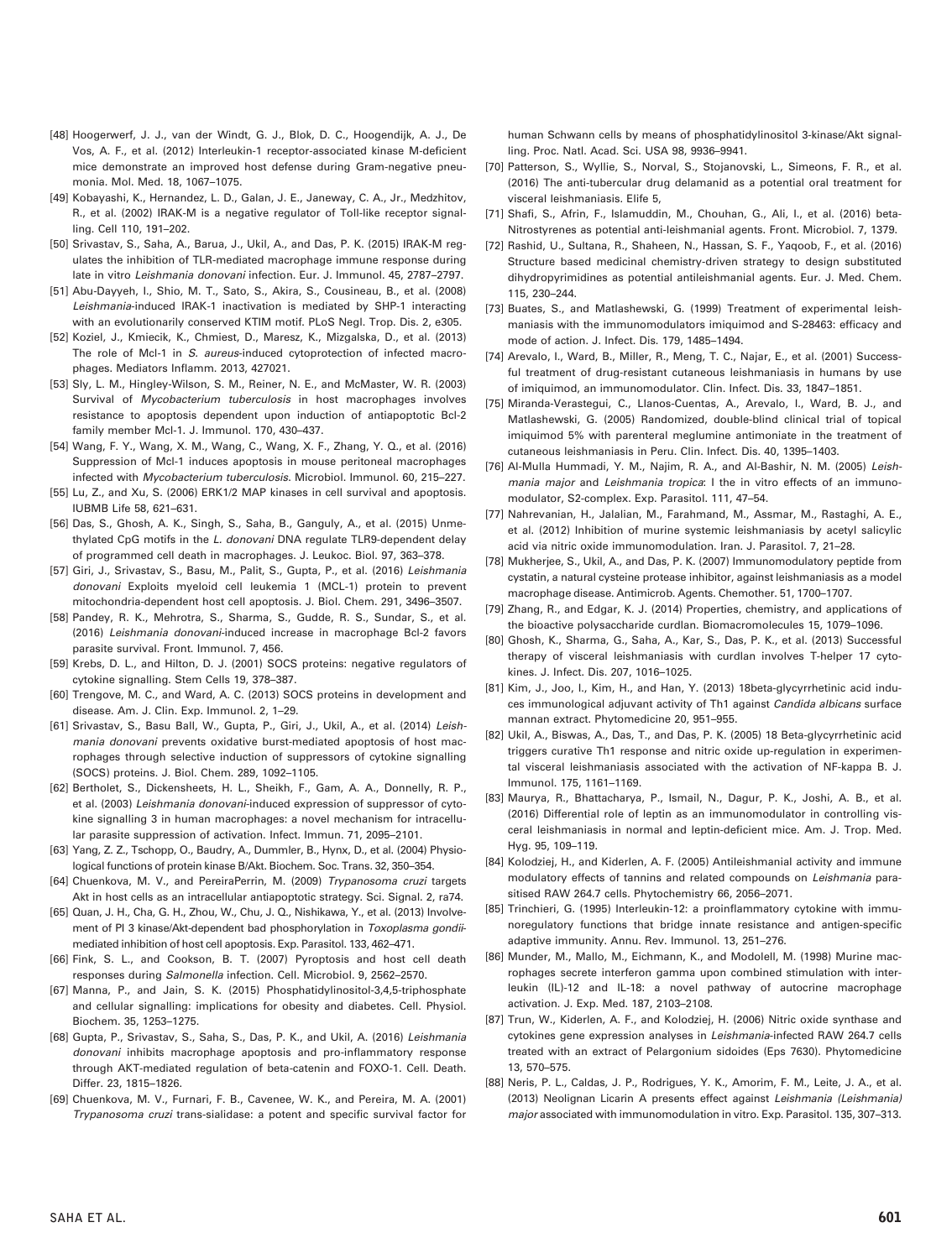[48] Hoogerwerf, J. J., van der Windt, G. J., Blok, D. C., Hoogendijk, A. J., De Vos, A. F., et al. (2012) Interleukin-1 receptor-associated kinase M-deficient mice demonstrate an improved host defense during Gram-negative pneumonia. Mol. Med. 18, 1067–1075.

[49] Kobayashi, K., Hernandez, L. D., Galan, J. E., Janeway, C. A., Jr., Medzhitov, R., et al. (2002) IRAK-M is a negative regulator of Toll-like receptor signalling. Cell 110, 191–202.

[50] Srivastav, S., Saha, A., Barua, J., Ukil, A., and Das, P. K. (2015) IRAK-M regulates the inhibition of TLR-mediated macrophage immune response during late in vitro *Leishmania donovani* infection. Eur. J. Immunol. 45, 2787–2797.

[51] Abu-Dayyeh, I., Shio, M. T., Sato, S., Akira, S., Cousineau, B., et al. (2008) *Leishmania*-induced IRAK-1 inactivation is mediated by SHP-1 interacting with an evolutionarily conserved KTIM motif. PLoS Negl. Trop. Dis. 2, e305.

[52] Koziel, J., Kmiecik, K., Chmiest, D., Maresz, K., Mizgalska, D., et al. (2013) The role of Mcl-1 in *S. aureus*-induced cytoprotection of infected macrophages. Mediators Inflamm. 2013, 427021.

[53] Sly, L. M., Hingley-Wilson, S. M., Reiner, N. E., and McMaster, W. R. (2003) Survival of *Mycobacterium tuberculosis* in host macrophages involves resistance to apoptosis dependent upon induction of antiapoptotic Bcl-2 family member Mcl-1. J. Immunol. 170, 430–437.

[54] Wang, F. Y., Wang, X. M., Wang, C., Wang, X. F., Zhang, Y. Q., et al. (2016) Suppression of Mcl-1 induces apoptosis in mouse peritoneal macrophages infected with *Mycobacterium tuberculosis*. Microbiol. Immunol. 60, 215–227.

[55] Lu, Z., and Xu, S. (2006) ERK1/2 MAP kinases in cell survival and apoptosis. IUBMB Life 58, 621–631.

[56] Das, S., Ghosh, A. K., Singh, S., Saha, B., Ganguly, A., et al. (2015) Unmethylated CpG motifs in the *L. donovani* DNA regulate TLR9-dependent delay of programmed cell death in macrophages. J. Leukoc. Biol. 97, 363–378.

[57] Giri, J., Srivastav, S., Basu, M., Palit, S., Gupta, P., et al. (2016) *Leishmania donovani* Exploits myeloid cell leukemia 1 (MCL-1) protein to prevent mitochondria-dependent host cell apoptosis. J. Biol. Chem. 291, 3496–3507.

[58] Pandey, R. K., Mehrotra, S., Sharma, S., Gudde, R. S., Sundar, S., et al. (2016) *Leishmania donovani*-induced increase in macrophage Bcl-2 favors parasite survival. Front. Immunol. 7, 456.

[59] Krebs, D. L., and Hilton, D. J. (2001) SOCS proteins: negative regulators of cytokine signalling. Stem Cells 19, 378–387.

[60] Trengove, M. C., and Ward, A. C. (2013) SOCS proteins in development and disease. Am. J. Clin. Exp. Immunol. 2, 1–29.

[61] Srivastav, S., Basu Ball, W., Gupta, P., Giri, J., Ukil, A., et al. (2014) *Leishmania donovani* prevents oxidative burst-mediated apoptosis of host macrophages through selective induction of suppressors of cytokine signalling (SOCS) proteins. J. Biol. Chem. 289, 1092–1105.

[62] Bertholet, S., Dickensheets, H. L., Sheikh, F., Gam, A. A., Donnelly, R. P., et al. (2003) *Leishmania donovani*-induced expression of suppressor of cytokine signalling 3 in human macrophages: a novel mechanism for intracellular parasite suppression of activation. Infect. Immun. 71, 2095–2101.

[63] Yang, Z. Z., Tschopp, O., Baudry, A., Dummler, B., Hynx, D., et al. (2004) Physiological functions of protein kinase B/Akt. Biochem. Soc. Trans. 32, 350–354.

[64] Chuenkova, M. V., and PereiraPerrin, M. (2009) *Trypanosoma cruzi* targets Akt in host cells as an intracellular antiapoptotic strategy. Sci. Signal. 2, ra74.

[65] Quan, J. H., Cha, G. H., Zhou, W., Chu, J. Q., Nishikawa, Y., et al. (2013) Involvement of PI 3 kinase/Akt-dependent bad phosphorylation in *Toxoplasma gondii*-mediated inhibition of host cell apoptosis. Exp. Parasitol. 133, 462–471.

[66] Fink, S. L., and Cookson, B. T. (2007) Pyroptosis and host cell death responses during *Salmonella* infection. Cell. Microbiol. 9, 2562–2570.

[67] Manna, P., and Jain, S. K. (2015) Phosphatidylinositol-3,4,5-triphosphate and cellular signalling: implications for obesity and diabetes. Cell. Physiol. Biochem. 35, 1253–1275.

[68] Gupta, P., Srivastav, S., Saha, S., Das, P. K., and Ukil, A. (2016) *Leishmania donovani* inhibits macrophage apoptosis and pro-inflammatory response through AKT-mediated regulation of beta-catenin and FOXO-1. Cell. Death. Differ. 23, 1815–1826.

[69] Chuenkova, M. V., Furnari, F. B., Cavenee, W. K., and Pereira, M. A. (2001) *Trypanosoma cruzi* trans-sialidase: a potent and specific survival factor for human Schwann cells by means of phosphatidylinositol 3-kinase/Akt signalling. Proc. Natl. Acad. Sci. USA 98, 9936–9941.

[70] Patterson, S., Wyllie, S., Norval, S., Stojanovski, L., Simeons, F. R., et al. (2016) The anti-tubercular drug delamanid as a potential oral treatment for visceral leishmaniasis. Elife 5,

[71] Shafi, S., Afrin, F., Islamuddin, M., Chouhan, G., Ali, I., et al. (2016) beta-Nitrostyrenes as potential anti-leishmanial agents. Front. Microbiol. 7, 1379.

[72] Rashid, U., Sultana, R., Shaheen, N., Hassan, S. F., Yaqoob, F., et al. (2016) Structure based medicinal chemistry-driven strategy to design substituted dihydropyrimidines as potential antileishmanial agents. Eur. J. Med. Chem. 115, 230–244.

[73] Buates, S., and Matlashewski, G. (1999) Treatment of experimental leishmaniasis with the immunomodulators imiquimod and S-28463: efficacy and mode of action. J. Infect. Dis. 179, 1485–1494.

[74] Arevalo, I., Ward, B., Miller, R., Meng, T. C., Najar, E., et al. (2001) Successful treatment of drug-resistant cutaneous leishmaniasis in humans by use of imiquimod, an immunomodulator. Clin. Infect. Dis. 33, 1847–1851.

[75] Miranda-Verastegui, C., Llanos-Cuentas, A., Arevalo, I., Ward, B. J., and Matlashewski, G. (2005) Randomized, double-blind clinical trial of topical imiquimod 5% with parenteral meglumine antimoniate in the treatment of cutaneous leishmaniasis in Peru. Clin. Infect. Dis. 40, 1395–1403.

[76] Al-Mulla Hummadi, Y. M., Najim, R. A., and Al-Bashir, N. M. (2005) *Leishmania major* and *Leishmania tropica*: I the in vitro effects of an immunomodulator, S2-complex. Exp. Parasitol. 111, 47–54.

[77] Nahrevanian, H., Jalalian, M., Farahmand, M., Assmar, M., Rastaghi, A. E., et al. (2012) Inhibition of murine systemic leishmaniasis by acetyl salicylic acid via nitric oxide immunomodulation. Iran. J. Parasitol. 7, 21–28.

[78] Mukherjee, S., Ukil, A., and Das, P. K. (2007) Immunomodulatory peptide from cystatin, a natural cysteine protease inhibitor, against leishmaniasis as a model macrophage disease. Antimicrob. Agents. Chemother. 51, 1700–1707.

[79] Zhang, R., and Edgar, K. J. (2014) Properties, chemistry, and applications of the bioactive polysaccharide curdlan. Biomacromolecules 15, 1079–1096.

[80] Ghosh, K., Sharma, G., Saha, A., Kar, S., Das, P. K., et al. (2013) Successful therapy of visceral leishmaniasis with curdlan involves T-helper 17 cytokines. J. Infect. Dis. 207, 1016–1025.

[81] Kim, J., Joo, I., Kim, H., and Han, Y. (2013) 18beta-glycyrrhetinic acid induces immunological adjuvant activity of Th1 against *Candida albicans* surface mannan extract. Phytomedicine 20, 951–955.

[82] Ukil, A., Biswas, A., Das, T., and Das, P. K. (2005) 18 Beta-glycyrrhetinic acid triggers curative Th1 response and nitric oxide up-regulation in experimental visceral leishmaniasis associated with the activation of NF-kappa B. J. Immunol. 175, 1161–1169.

[83] Maurya, R., Bhattacharya, P., Ismail, N., Dagur, P. K., Joshi, A. B., et al. (2016) Differential role of leptin as an immunomodulator in controlling visceral leishmaniasis in normal and leptin-deficient mice. Am. J. Trop. Med. Hyg. 95, 109–119.

[84] Kolodziej, H., and Kiderlen, A. F. (2005) Antileishmanial activity and immune modulatory effects of tannins and related compounds on *Leishmania* parasitised RAW 264.7 cells. Phytochemistry 66, 2056–2071.

[85] Trinchieri, G. (1995) Interleukin-12: a proinflammatory cytokine with immunoregulatory functions that bridge innate resistance and antigen-specific adaptive immunity. Annu. Rev. Immunol. 13, 251–276.

[86] Munder, M., Mallo, M., Eichmann, K., and Modolell, M. (1998) Murine macrophages secrete interferon gamma upon combined stimulation with interleukin (IL)-12 and IL-18: a novel pathway of autocrine macrophage activation. J. Exp. Med. 187, 2103–2108.

[87] Trun, W., Kiderlen, A. F., and Kolodziej, H. (2006) Nitric oxide synthase and cytokines gene expression analyses in *Leishmania*-infected RAW 264.7 cells treated with an extract of Pelargonium sidoides (Eps 7630). Phytomedicine 13, 570–575.

[88] Neris, P. L., Caldas, J. P., Rodrigues, Y. K., Amorim, F. M., Leite, J. A., et al. (2013) Neolignan Licarin A presents effect against *Leishmania (Leishmania) major* associated with immunomodulation in vitro. Exp. Parasitol. 135, 307–313.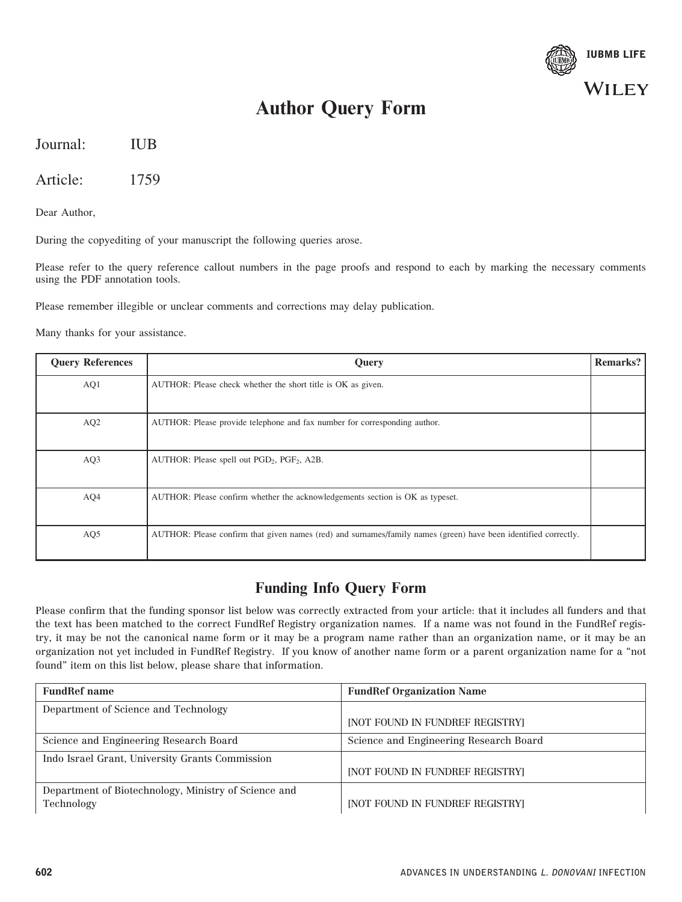# Author Query Form

Journal: IUB

Article: 1759

Dear Author,

During the copyediting of your manuscript the following queries arose.

Please refer to the query reference callout numbers in the page proofs and respond to each by marking the necessary comments using the PDF annotation tools.

Please remember illegible or unclear comments and corrections may delay publication.

Many thanks for your assistance.

| Query References | Query | Remarks? |
|---|---|---|
| AQ1 | AUTHOR: Please check whether the short title is OK as given. | |
| AQ2 | AUTHOR: Please provide telephone and fax number for corresponding author. | |
| AQ3 | AUTHOR: Please spell out $PGD_2$, $PGF_2$, A2B. | |
| AQ4 | AUTHOR: Please confirm whether the acknowledgements section is OK as typeset. | |
| AQ5 | AUTHOR: Please confirm that given names (red) and surnames/family names (green) have been identified correctly. | |

## Funding Info Query Form

Please confirm that the funding sponsor list below was correctly extracted from your article: that it includes all funders and that the text has been matched to the correct FundRef Registry organization names. If a name was not found in the FundRef registry, it may be not the canonical name form or it may be a program name rather than an organization name, or it may be an organization not yet included in FundRef Registry. If you know of another name form or a parent organization name for a "not found" item on this list below, please share that information.

| FundRef name | FundRef Organization Name |
|---|---|
| Department of Science and Technology | [NOT FOUND IN FUNDREF REGISTRY] |
| Science and Engineering Research Board | Science and Engineering Research Board |
| Indo Israel Grant, University Grants Commission | [NOT FOUND IN FUNDREF REGISTRY] |
| Department of Biotechnology, Ministry of Science and Technology | [NOT FOUND IN FUNDREF REGISTRY] |